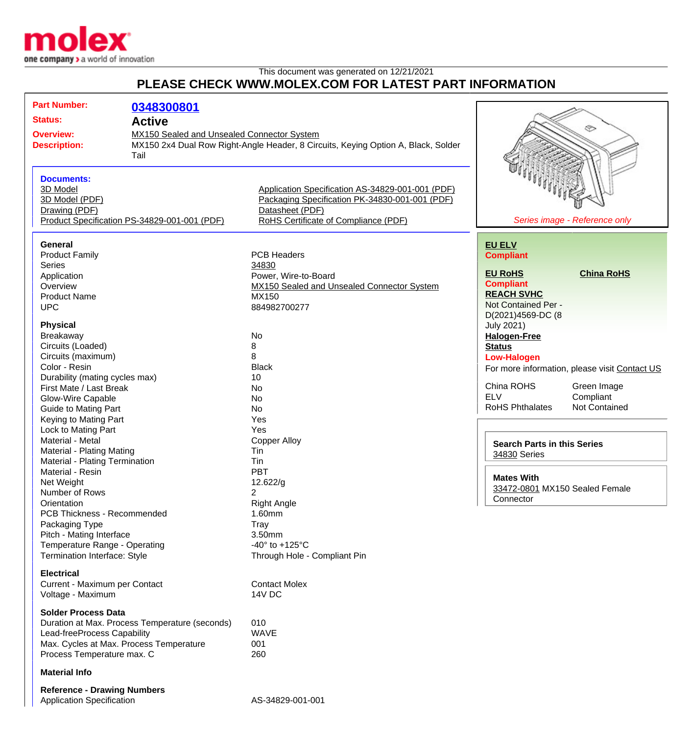This document was generated on 12/21/2021

# PLEASE CHECK WWW.MOLEX.COM FOR LATEST PART INFORMATION

| | |
|---|---|
| **Part Number:** | **0348300801** |
| **Status:** | **Active** |
| **Overview:** | MX150 Sealed and Unsealed Connector System |
| **Description:** | MX150 2x4 Dual Row Right-Angle Header, 8 Circuits, Keying Option A, Black, Solder Tail |

*Series image - Reference only*

**Documents:**

- 3D Model
- 3D Model (PDF)
- Drawing (PDF)
- Product Specification PS-34829-001-001 (PDF)
- Application Specification AS-34829-001-001 (PDF)
- Packaging Specification PK-34830-001-001 (PDF)
- Datasheet (PDF)
- RoHS Certificate of Compliance (PDF)

**EU ELV**
**Compliant**

**EU RoHS**
**Compliant**

**China RoHS**

**REACH SVHC**
Not Contained Per - D(2021)4569-DC (8 July 2021)

**Halogen-Free Status**
**Low-Halogen**

For more information, please visit Contact US

| | |
|---|---|
| China ROHS | Green Image |
| ELV | Compliant |
| RoHS Phthalates | Not Contained |

**Search Parts in this Series**
34830 Series

**Mates With**
33472-0801 MX150 Sealed Female Connector

### General

| | |
|---|---|
| Product Family | PCB Headers |
| Series | 34830 |
| Application | Power, Wire-to-Board |
| Overview | MX150 Sealed and Unsealed Connector System |
| Product Name | MX150 |
| UPC | 884982700277 |

### Physical

| | |
|---|---|
| Breakaway | No |
| Circuits (Loaded) | 8 |
| Circuits (maximum) | 8 |
| Color - Resin | Black |
| Durability (mating cycles max) | 10 |
| First Mate / Last Break | No |
| Glow-Wire Capable | No |
| Guide to Mating Part | No |
| Keying to Mating Part | Yes |
| Lock to Mating Part | Yes |
| Material - Metal | Copper Alloy |
| Material - Plating Mating | Tin |
| Material - Plating Termination | Tin |
| Material - Resin | PBT |
| Net Weight | 12.622/g |
| Number of Rows | 2 |
| Orientation | Right Angle |
| PCB Thickness - Recommended | 1.60mm |
| Packaging Type | Tray |
| Pitch - Mating Interface | 3.50mm |
| Temperature Range - Operating | -40° to +125°C |
| Termination Interface: Style | Through Hole - Compliant Pin |

### Electrical

| | |
|---|---|
| Current - Maximum per Contact | Contact Molex |
| Voltage - Maximum | 14V DC |

### Solder Process Data

| | |
|---|---|
| Duration at Max. Process Temperature (seconds) | 010 |
| Lead-freeProcess Capability | WAVE |
| Max. Cycles at Max. Process Temperature | 001 |
| Process Temperature max. C | 260 |

### Material Info

### Reference - Drawing Numbers

| | |
|---|---|
| Application Specification | AS-34829-001-001 |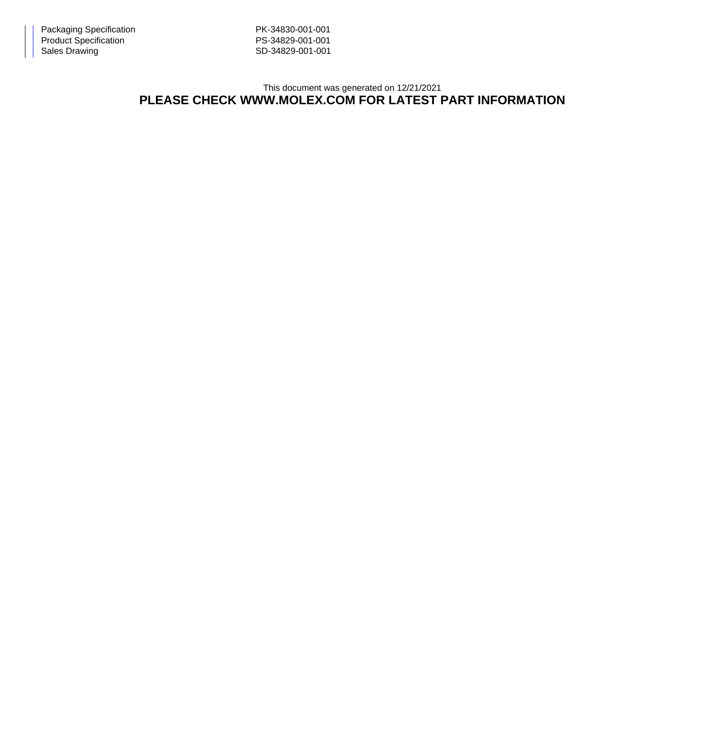| | |
|---|---|
| Packaging Specification | PK-34830-001-001 |
| Product Specification | PS-34829-001-001 |
| Sales Drawing | SD-34829-001-001 |

This document was generated on 12/21/2021

**PLEASE CHECK WWW.MOLEX.COM FOR LATEST PART INFORMATION**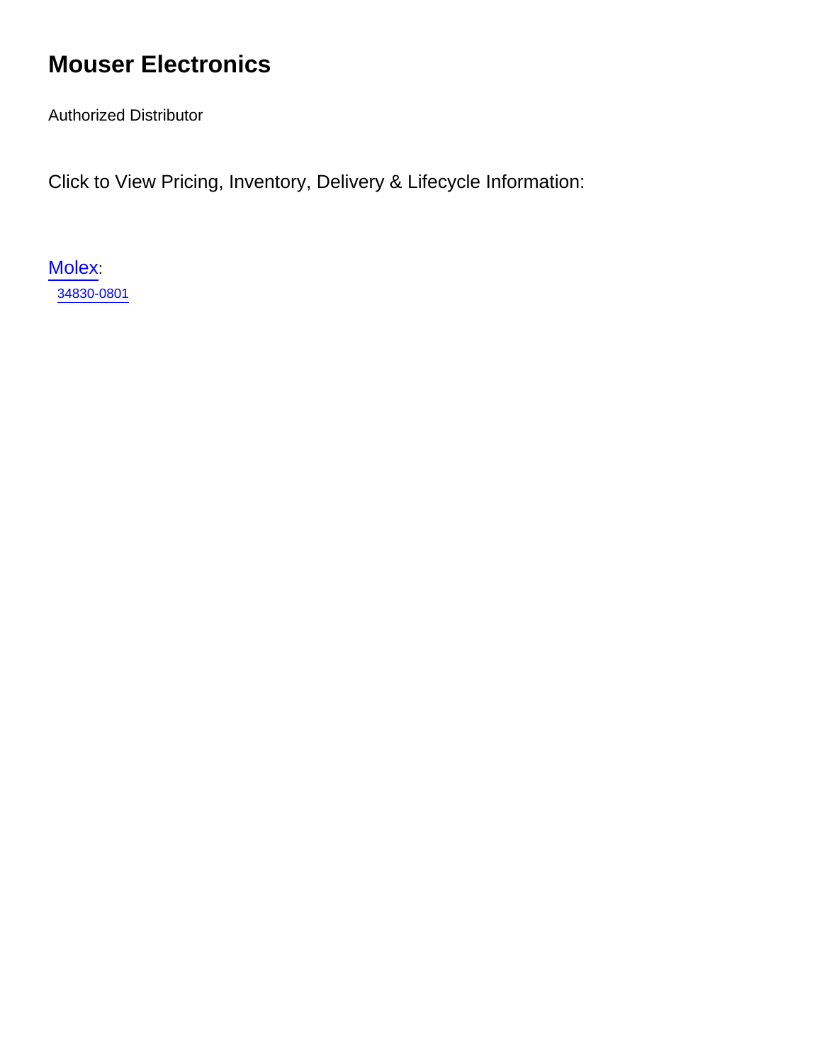# Mouser Electronics

Authorized Distributor

Click to View Pricing, Inventory, Delivery & Lifecycle Information:

Molex:
34830-0801